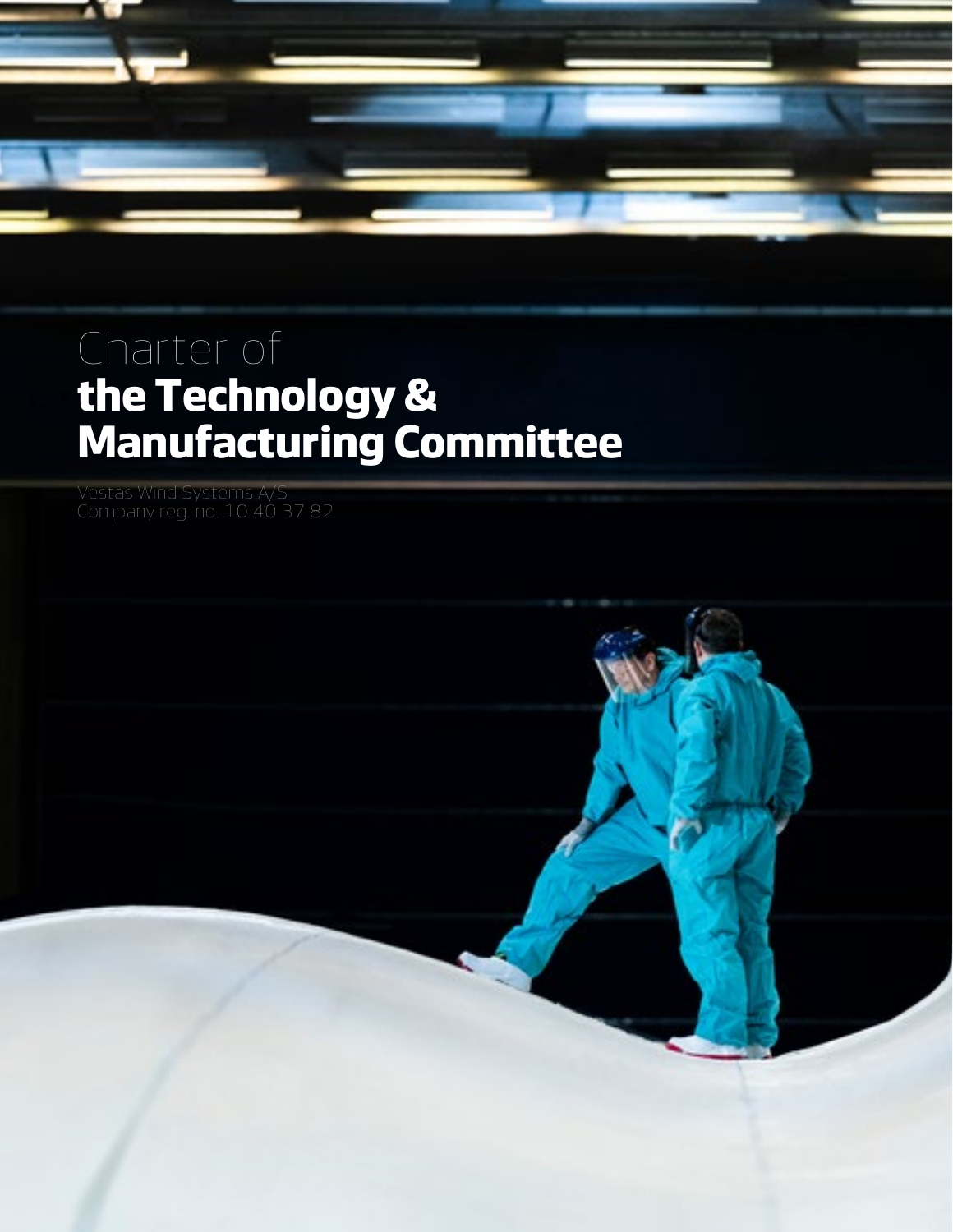# Charter of **the Technology & Manufacturing Committee**

Vestas Wind Systems A/S
Company reg. no. 10 40 37 82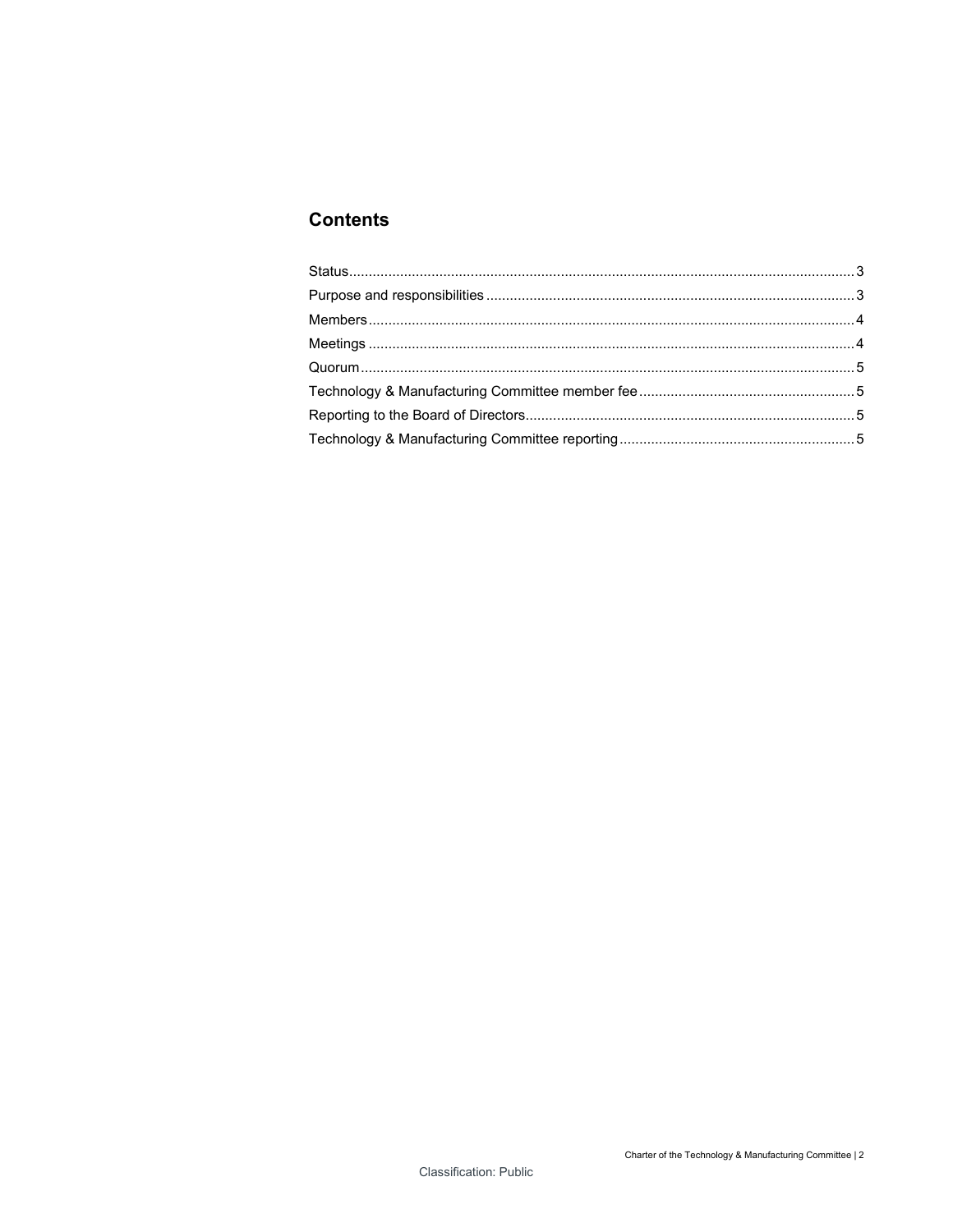## Contents

| | |
|---|---|
| Status | 3 |
| Purpose and responsibilities | 3 |
| Members | 4 |
| Meetings | 4 |
| Quorum | 5 |
| Technology & Manufacturing Committee member fee | 5 |
| Reporting to the Board of Directors | 5 |
| Technology & Manufacturing Committee reporting | 5 |

Classification: Public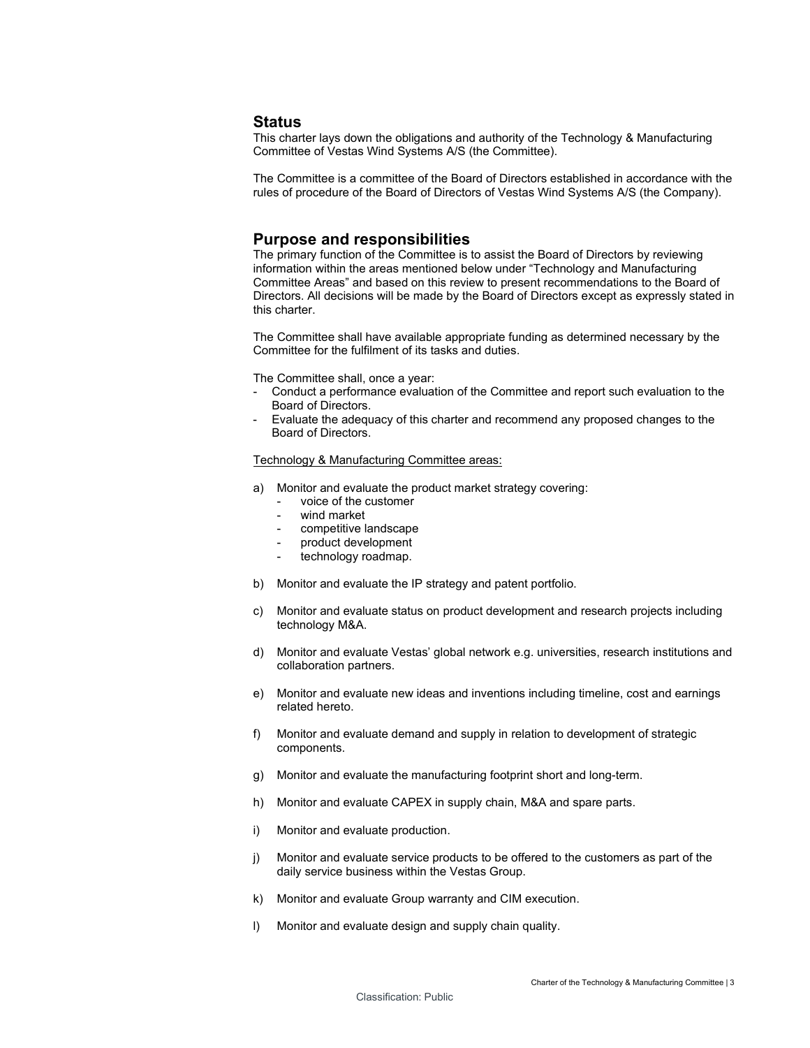## Status

This charter lays down the obligations and authority of the Technology & Manufacturing Committee of Vestas Wind Systems A/S (the Committee).

The Committee is a committee of the Board of Directors established in accordance with the rules of procedure of the Board of Directors of Vestas Wind Systems A/S (the Company).

## Purpose and responsibilities

The primary function of the Committee is to assist the Board of Directors by reviewing information within the areas mentioned below under "Technology and Manufacturing Committee Areas" and based on this review to present recommendations to the Board of Directors. All decisions will be made by the Board of Directors except as expressly stated in this charter.

The Committee shall have available appropriate funding as determined necessary by the Committee for the fulfilment of its tasks and duties.

The Committee shall, once a year:

- Conduct a performance evaluation of the Committee and report such evaluation to the Board of Directors.
- Evaluate the adequacy of this charter and recommend any proposed changes to the Board of Directors.

Technology & Manufacturing Committee areas:

a) Monitor and evaluate the product market strategy covering:
   - voice of the customer
   - wind market
   - competitive landscape
   - product development
   - technology roadmap.

b) Monitor and evaluate the IP strategy and patent portfolio.

c) Monitor and evaluate status on product development and research projects including technology M&A.

d) Monitor and evaluate Vestas' global network e.g. universities, research institutions and collaboration partners.

e) Monitor and evaluate new ideas and inventions including timeline, cost and earnings related hereto.

f) Monitor and evaluate demand and supply in relation to development of strategic components.

g) Monitor and evaluate the manufacturing footprint short and long-term.

h) Monitor and evaluate CAPEX in supply chain, M&A and spare parts.

i) Monitor and evaluate production.

j) Monitor and evaluate service products to be offered to the customers as part of the daily service business within the Vestas Group.

k) Monitor and evaluate Group warranty and CIM execution.

l) Monitor and evaluate design and supply chain quality.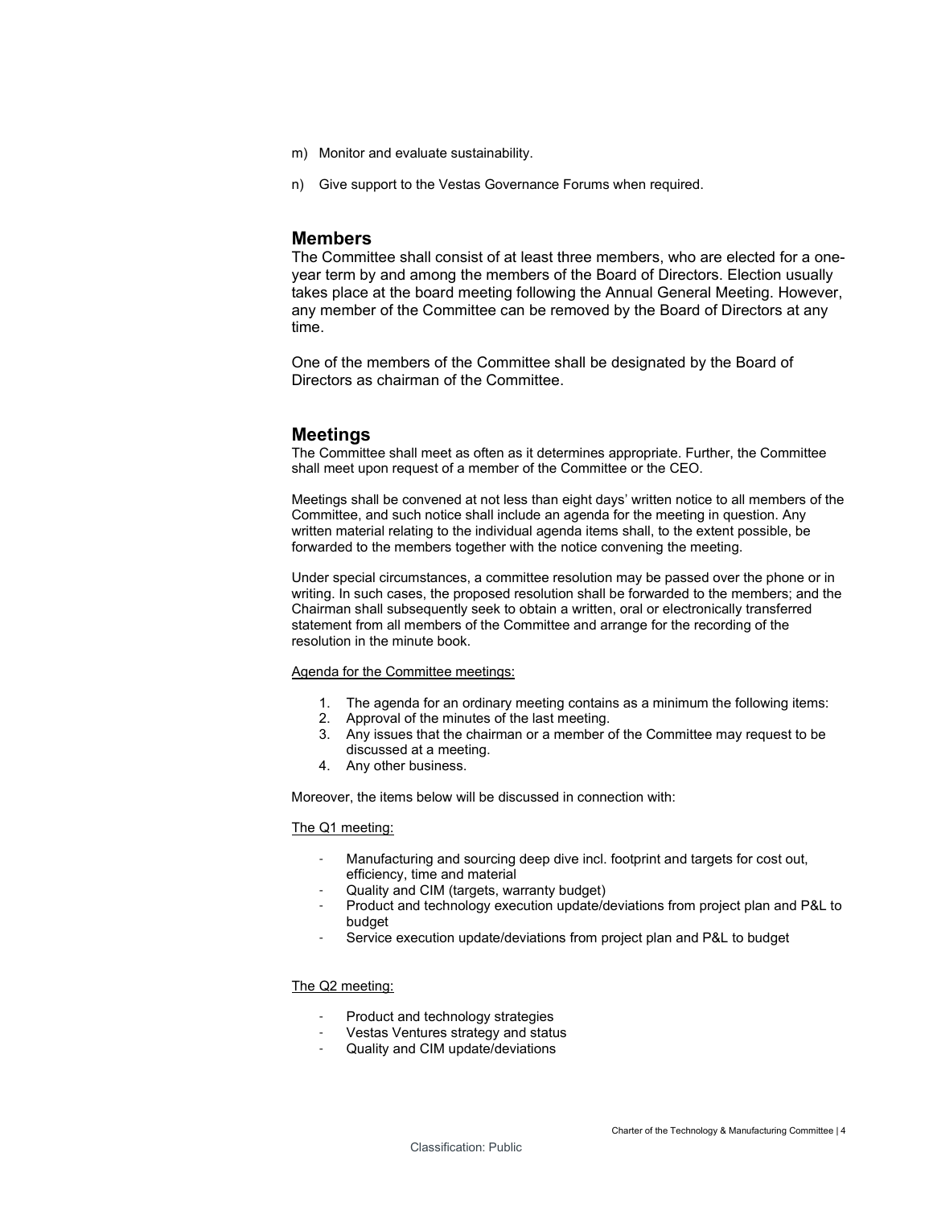m) Monitor and evaluate sustainability.

n) Give support to the Vestas Governance Forums when required.

## Members

The Committee shall consist of at least three members, who are elected for a one-year term by and among the members of the Board of Directors. Election usually takes place at the board meeting following the Annual General Meeting. However, any member of the Committee can be removed by the Board of Directors at any time.

One of the members of the Committee shall be designated by the Board of Directors as chairman of the Committee.

## Meetings

The Committee shall meet as often as it determines appropriate. Further, the Committee shall meet upon request of a member of the Committee or the CEO.

Meetings shall be convened at not less than eight days' written notice to all members of the Committee, and such notice shall include an agenda for the meeting in question. Any written material relating to the individual agenda items shall, to the extent possible, be forwarded to the members together with the notice convening the meeting.

Under special circumstances, a committee resolution may be passed over the phone or in writing. In such cases, the proposed resolution shall be forwarded to the members; and the Chairman shall subsequently seek to obtain a written, oral or electronically transferred statement from all members of the Committee and arrange for the recording of the resolution in the minute book.

<u>Agenda for the Committee meetings:</u>

1. The agenda for an ordinary meeting contains as a minimum the following items:
2. Approval of the minutes of the last meeting.
3. Any issues that the chairman or a member of the Committee may request to be discussed at a meeting.
4. Any other business.

Moreover, the items below will be discussed in connection with:

<u>The Q1 meeting:</u>

- Manufacturing and sourcing deep dive incl. footprint and targets for cost out, efficiency, time and material
- Quality and CIM (targets, warranty budget)
- Product and technology execution update/deviations from project plan and P&L to budget
- Service execution update/deviations from project plan and P&L to budget

<u>The Q2 meeting:</u>

- Product and technology strategies
- Vestas Ventures strategy and status
- Quality and CIM update/deviations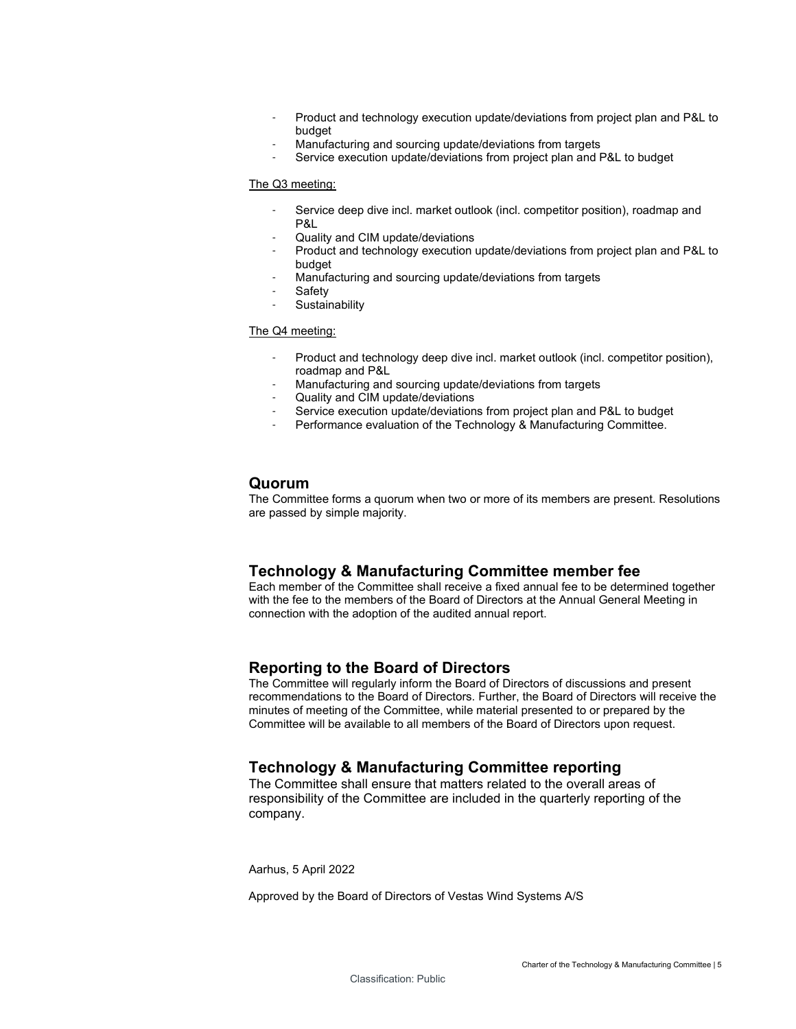- Product and technology execution update/deviations from project plan and P&L to budget
- Manufacturing and sourcing update/deviations from targets
- Service execution update/deviations from project plan and P&L to budget

<u>The Q3 meeting:</u>

- Service deep dive incl. market outlook (incl. competitor position), roadmap and P&L
- Quality and CIM update/deviations
- Product and technology execution update/deviations from project plan and P&L to budget
- Manufacturing and sourcing update/deviations from targets
- Safety
- Sustainability

<u>The Q4 meeting:</u>

- Product and technology deep dive incl. market outlook (incl. competitor position), roadmap and P&L
- Manufacturing and sourcing update/deviations from targets
- Quality and CIM update/deviations
- Service execution update/deviations from project plan and P&L to budget
- Performance evaluation of the Technology & Manufacturing Committee.

## Quorum

The Committee forms a quorum when two or more of its members are present. Resolutions are passed by simple majority.

## Technology & Manufacturing Committee member fee

Each member of the Committee shall receive a fixed annual fee to be determined together with the fee to the members of the Board of Directors at the Annual General Meeting in connection with the adoption of the audited annual report.

## Reporting to the Board of Directors

The Committee will regularly inform the Board of Directors of discussions and present recommendations to the Board of Directors. Further, the Board of Directors will receive the minutes of meeting of the Committee, while material presented to or prepared by the Committee will be available to all members of the Board of Directors upon request.

## Technology & Manufacturing Committee reporting

The Committee shall ensure that matters related to the overall areas of responsibility of the Committee are included in the quarterly reporting of the company.

Aarhus, 5 April 2022

Approved by the Board of Directors of Vestas Wind Systems A/S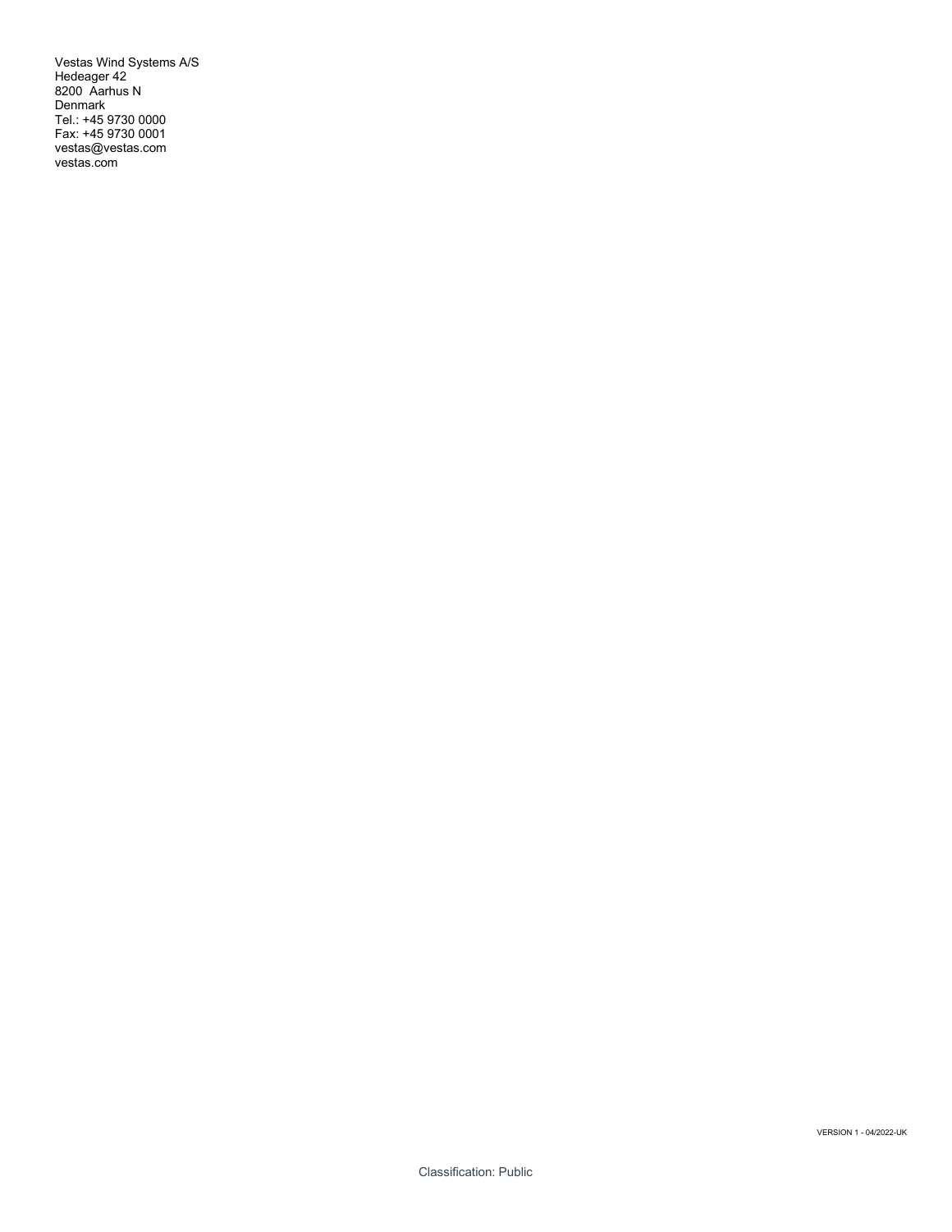Vestas Wind Systems A/S
Hedeager 42
8200 Aarhus N
Denmark
Tel.: +45 9730 0000
Fax: +45 9730 0001
vestas@vestas.com
vestas.com

VERSION 1 - 04/2022-UK

Classification: Public